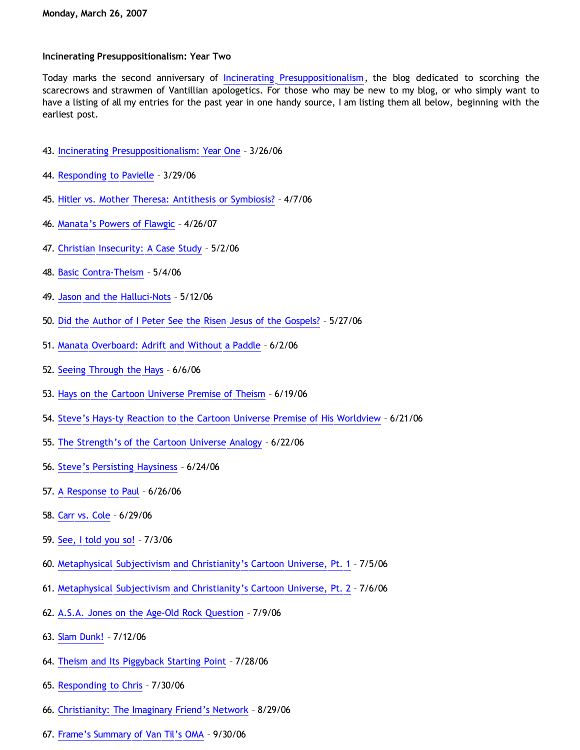**Monday, March 26, 2007**

**Incinerating Presuppositionalism: Year Two**

Today marks the second anniversary of Incinerating Presuppositionalism, the blog dedicated to scorching the scarecrows and strawmen of Vantillian apologetics. For those who may be new to my blog, or who simply want to have a listing of all my entries for the past year in one handy source, I am listing them all below, beginning with the earliest post.

43. Incinerating Presuppositionalism: Year One – 3/26/06

44. Responding to Pavielle – 3/29/06

45. Hitler vs. Mother Theresa: Antithesis or Symbiosis? – 4/7/06

46. Manata's Powers of Flawgic – 4/26/07

47. Christian Insecurity: A Case Study – 5/2/06

48. Basic Contra-Theism – 5/4/06

49. Jason and the Halluci-Nots – 5/12/06

50. Did the Author of I Peter See the Risen Jesus of the Gospels? – 5/27/06

51. Manata Overboard: Adrift and Without a Paddle – 6/2/06

52. Seeing Through the Hays – 6/6/06

53. Hays on the Cartoon Universe Premise of Theism – 6/19/06

54. Steve's Hays-ty Reaction to the Cartoon Universe Premise of His Worldview – 6/21/06

55. The Strength's of the Cartoon Universe Analogy – 6/22/06

56. Steve's Persisting Haysiness – 6/24/06

57. A Response to Paul – 6/26/06

58. Carr vs. Cole – 6/29/06

59. See, I told you so! – 7/3/06

60. Metaphysical Subjectivism and Christianity's Cartoon Universe, Pt. 1 – 7/5/06

61. Metaphysical Subjectivism and Christianity's Cartoon Universe, Pt. 2 – 7/6/06

62. A.S.A. Jones on the Age-Old Rock Question – 7/9/06

63. Slam Dunk! – 7/12/06

64. Theism and Its Piggyback Starting Point – 7/28/06

65. Responding to Chris – 7/30/06

66. Christianity: The Imaginary Friend's Network – 8/29/06

67. Frame's Summary of Van Til's OMA – 9/30/06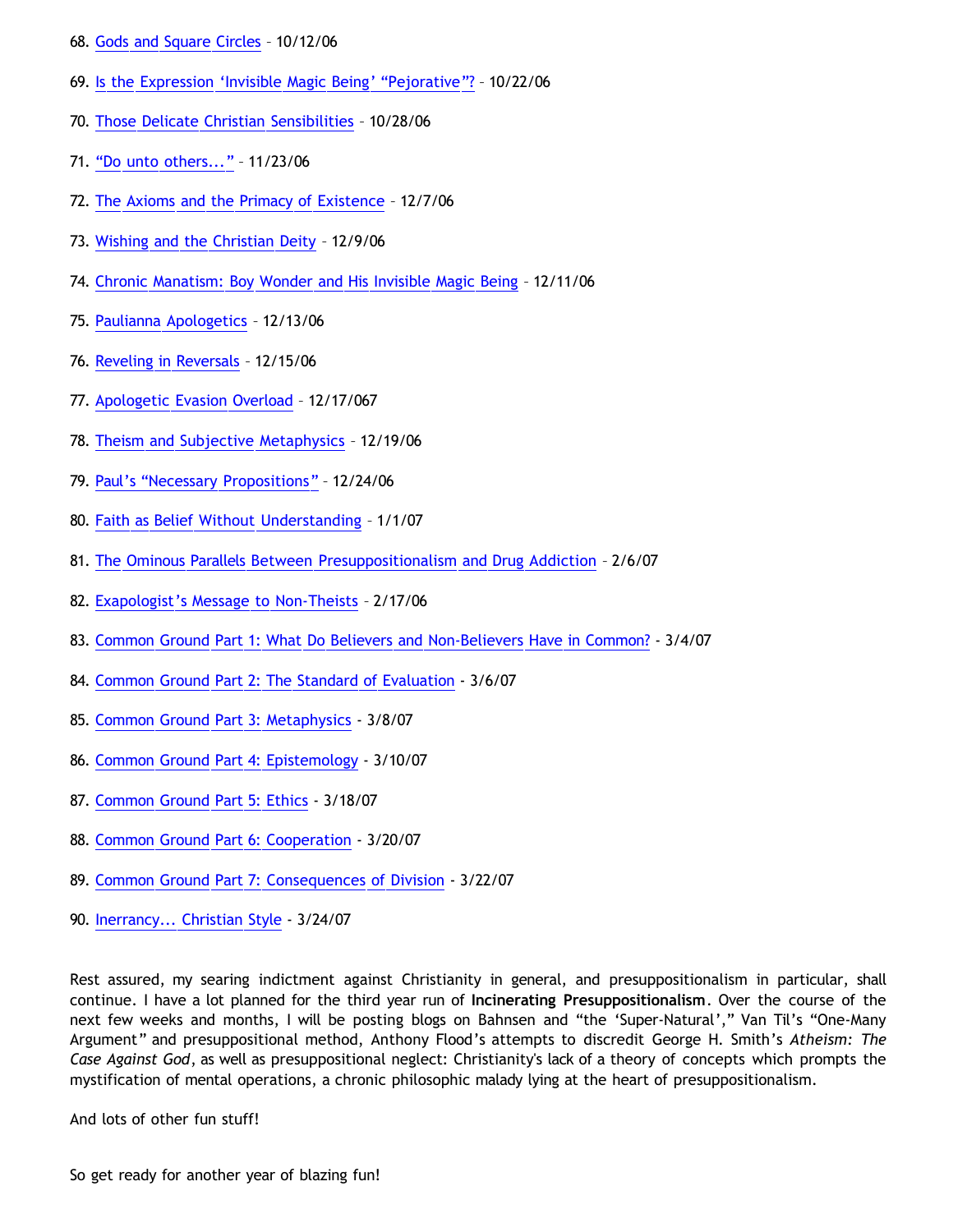68. Gods and Square Circles – 10/12/06

69. Is the Expression ‘Invisible Magic Being’ “Pejorative”? – 10/22/06

70. Those Delicate Christian Sensibilities – 10/28/06

71. “Do unto others...” – 11/23/06

72. The Axioms and the Primacy of Existence – 12/7/06

73. Wishing and the Christian Deity – 12/9/06

74. Chronic Manatism: Boy Wonder and His Invisible Magic Being – 12/11/06

75. Paulianna Apologetics – 12/13/06

76. Reveling in Reversals – 12/15/06

77. Apologetic Evasion Overload – 12/17/067

78. Theism and Subjective Metaphysics – 12/19/06

79. Paul’s “Necessary Propositions” – 12/24/06

80. Faith as Belief Without Understanding – 1/1/07

81. The Ominous Parallels Between Presuppositionalism and Drug Addiction – 2/6/07

82. Exapologist’s Message to Non-Theists – 2/17/06

83. Common Ground Part 1: What Do Believers and Non-Believers Have in Common? - 3/4/07

84. Common Ground Part 2: The Standard of Evaluation - 3/6/07

85. Common Ground Part 3: Metaphysics - 3/8/07

86. Common Ground Part 4: Epistemology - 3/10/07

87. Common Ground Part 5: Ethics - 3/18/07

88. Common Ground Part 6: Cooperation - 3/20/07

89. Common Ground Part 7: Consequences of Division - 3/22/07

90. Inerrancy... Christian Style - 3/24/07

Rest assured, my searing indictment against Christianity in general, and presuppositionalism in particular, shall continue. I have a lot planned for the third year run of **Incinerating Presuppositionalism**. Over the course of the next few weeks and months, I will be posting blogs on Bahnsen and “the ‘Super-Natural’,” Van Til’s “One-Many Argument” and presuppositional method, Anthony Flood’s attempts to discredit George H. Smith’s *Atheism: The Case Against God*, as well as presuppositional neglect: Christianity's lack of a theory of concepts which prompts the mystification of mental operations, a chronic philosophic malady lying at the heart of presuppositionalism.

And lots of other fun stuff!

So get ready for another year of blazing fun!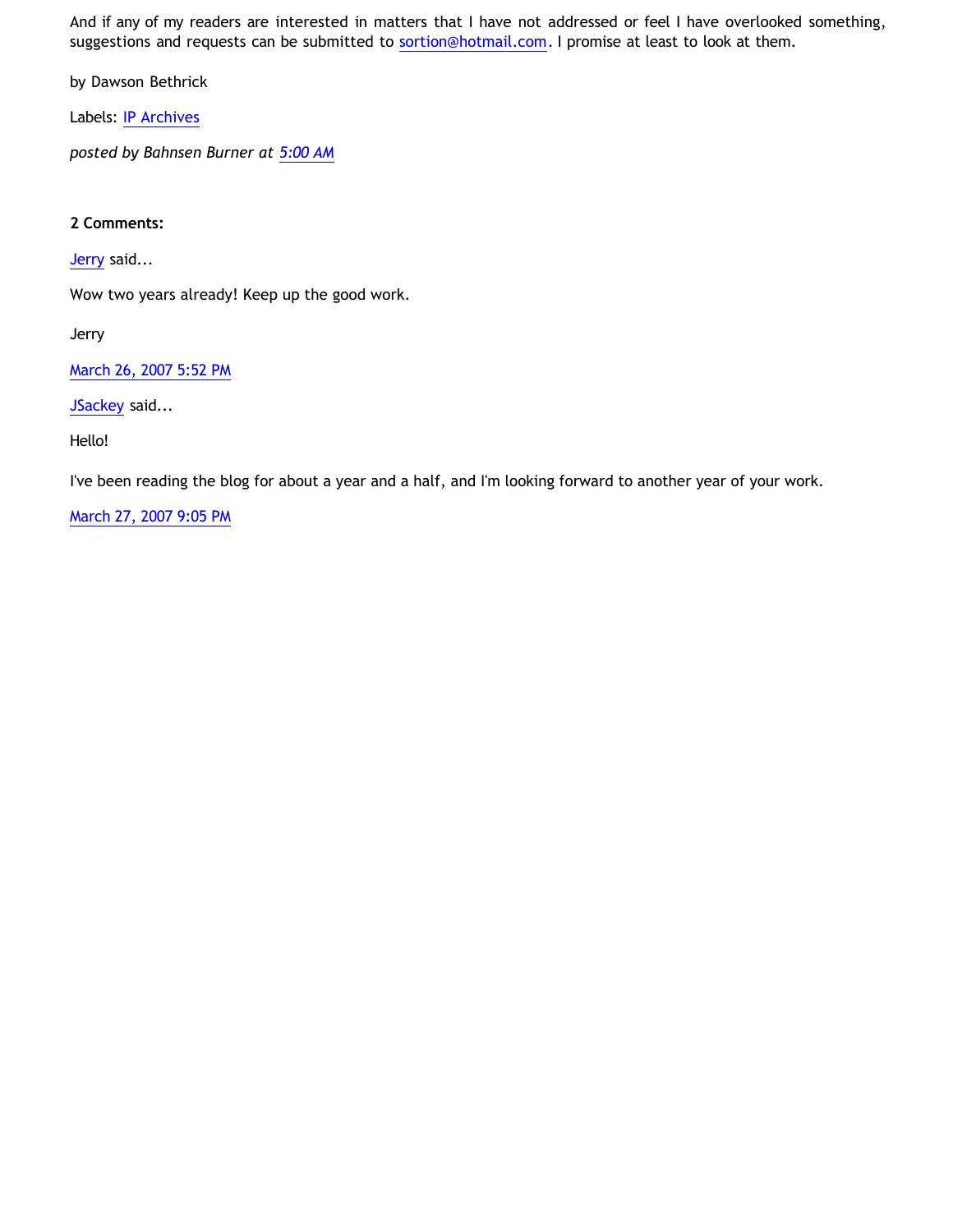And if any of my readers are interested in matters that I have not addressed or feel I have overlooked something, suggestions and requests can be submitted to sortion@hotmail.com. I promise at least to look at them.

by Dawson Bethrick

Labels: IP Archives

*posted by Bahnsen Burner at 5:00 AM*

**2 Comments:**

Jerry said...

Wow two years already! Keep up the good work.

Jerry

March 26, 2007 5:52 PM

JSackey said...

Hello!

I've been reading the blog for about a year and a half, and I'm looking forward to another year of your work.

March 27, 2007 9:05 PM